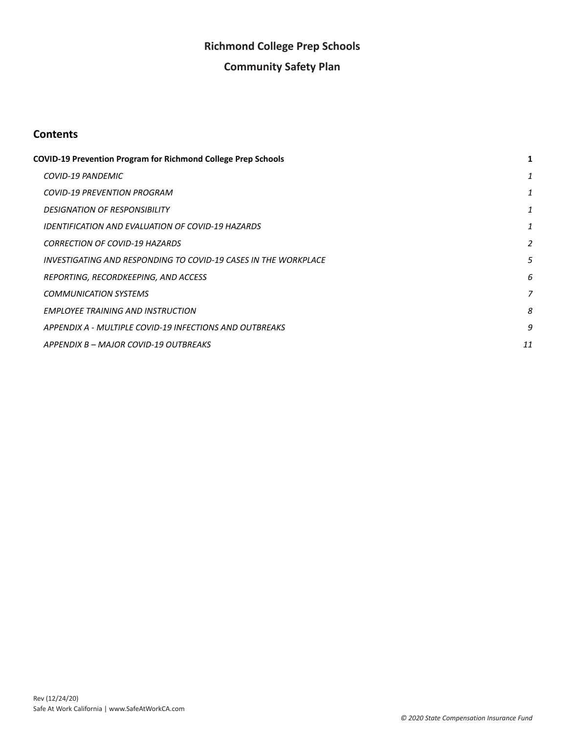# Richmond College Prep Schools

# Community Safety Plan

## Contents

**COVID-19 Prevention Program for Richmond College Prep Schools** **1**

*COVID-19 PANDEMIC* *1*

*COVID-19 PREVENTION PROGRAM* *1*

*DESIGNATION OF RESPONSIBILITY* *1*

*IDENTIFICATION AND EVALUATION OF COVID-19 HAZARDS* *1*

*CORRECTION OF COVID-19 HAZARDS* *2*

*INVESTIGATING AND RESPONDING TO COVID-19 CASES IN THE WORKPLACE* *5*

*REPORTING, RECORDKEEPING, AND ACCESS* *6*

*COMMUNICATION SYSTEMS* *7*

*EMPLOYEE TRAINING AND INSTRUCTION* *8*

*APPENDIX A - MULTIPLE COVID-19 INFECTIONS AND OUTBREAKS* *9*

*APPENDIX B – MAJOR COVID-19 OUTBREAKS* *11*

Rev (12/24/20)
Safe At Work California | www.SafeAtWorkCA.com

*© 2020 State Compensation Insurance Fund*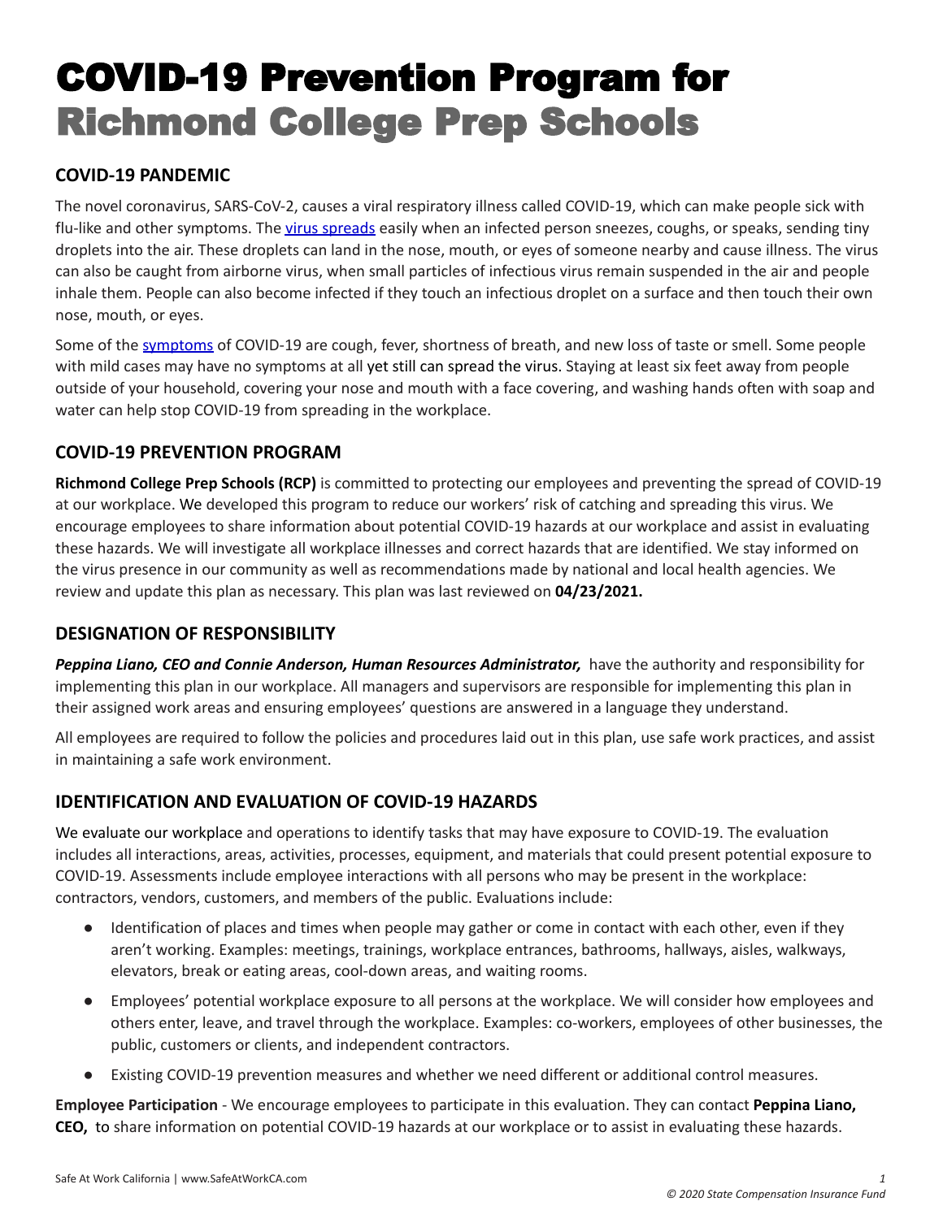# COVID-19 Prevention Program for Richmond College Prep Schools

## COVID-19 PANDEMIC

The novel coronavirus, SARS-CoV-2, causes a viral respiratory illness called COVID-19, which can make people sick with flu-like and other symptoms. The virus spreads easily when an infected person sneezes, coughs, or speaks, sending tiny droplets into the air. These droplets can land in the nose, mouth, or eyes of someone nearby and cause illness. The virus can also be caught from airborne virus, when small particles of infectious virus remain suspended in the air and people inhale them. People can also become infected if they touch an infectious droplet on a surface and then touch their own nose, mouth, or eyes.

Some of the symptoms of COVID-19 are cough, fever, shortness of breath, and new loss of taste or smell. Some people with mild cases may have no symptoms at all yet still can spread the virus. Staying at least six feet away from people outside of your household, covering your nose and mouth with a face covering, and washing hands often with soap and water can help stop COVID-19 from spreading in the workplace.

## COVID-19 PREVENTION PROGRAM

**Richmond College Prep Schools (RCP)** is committed to protecting our employees and preventing the spread of COVID-19 at our workplace. We developed this program to reduce our workers' risk of catching and spreading this virus. We encourage employees to share information about potential COVID-19 hazards at our workplace and assist in evaluating these hazards. We will investigate all workplace illnesses and correct hazards that are identified. We stay informed on the virus presence in our community as well as recommendations made by national and local health agencies. We review and update this plan as necessary. This plan was last reviewed on **04/23/2021.**

## DESIGNATION OF RESPONSIBILITY

***Peppina Liano, CEO and Connie Anderson, Human Resources Administrator,*** have the authority and responsibility for implementing this plan in our workplace. All managers and supervisors are responsible for implementing this plan in their assigned work areas and ensuring employees' questions are answered in a language they understand.

All employees are required to follow the policies and procedures laid out in this plan, use safe work practices, and assist in maintaining a safe work environment.

## IDENTIFICATION AND EVALUATION OF COVID-19 HAZARDS

We evaluate our workplace and operations to identify tasks that may have exposure to COVID-19. The evaluation includes all interactions, areas, activities, processes, equipment, and materials that could present potential exposure to COVID-19. Assessments include employee interactions with all persons who may be present in the workplace: contractors, vendors, customers, and members of the public. Evaluations include:

- Identification of places and times when people may gather or come in contact with each other, even if they aren't working. Examples: meetings, trainings, workplace entrances, bathrooms, hallways, aisles, walkways, elevators, break or eating areas, cool-down areas, and waiting rooms.
- Employees' potential workplace exposure to all persons at the workplace. We will consider how employees and others enter, leave, and travel through the workplace. Examples: co-workers, employees of other businesses, the public, customers or clients, and independent contractors.
- Existing COVID-19 prevention measures and whether we need different or additional control measures.

**Employee Participation** - We encourage employees to participate in this evaluation. They can contact **Peppina Liano, CEO,** to share information on potential COVID-19 hazards at our workplace or to assist in evaluating these hazards.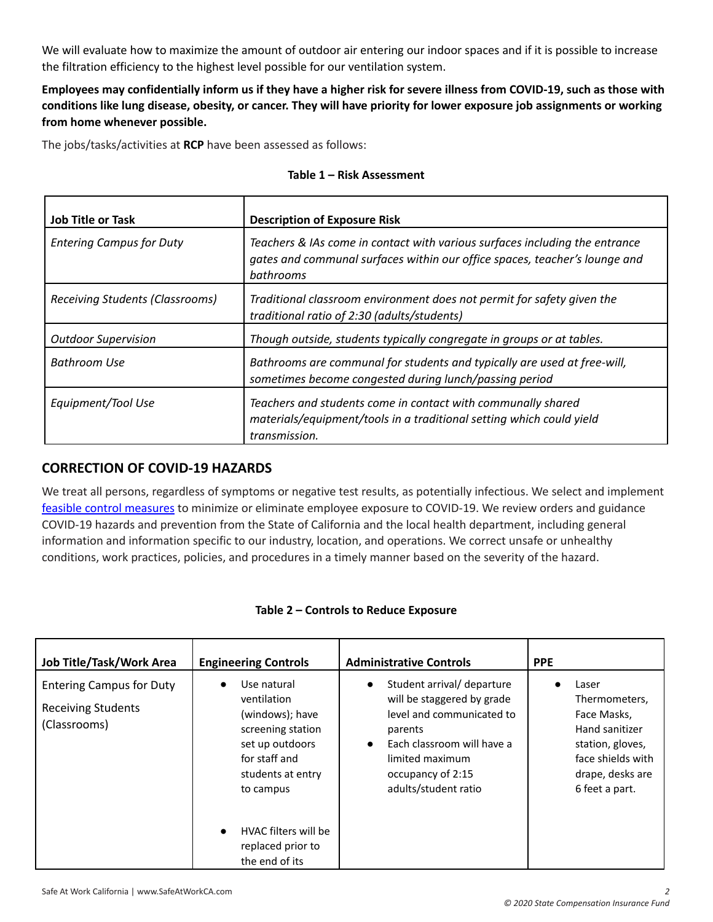We will evaluate how to maximize the amount of outdoor air entering our indoor spaces and if it is possible to increase the filtration efficiency to the highest level possible for our ventilation system.

**Employees may confidentially inform us if they have a higher risk for severe illness from COVID-19, such as those with conditions like lung disease, obesity, or cancer. They will have priority for lower exposure job assignments or working from home whenever possible.**

The jobs/tasks/activities at **RCP** have been assessed as follows:

**Table 1 – Risk Assessment**

| Job Title or Task | Description of Exposure Risk |
|---|---|
| *Entering Campus for Duty* | *Teachers & IAs come in contact with various surfaces including the entrance gates and communal surfaces within our office spaces, teacher's lounge and bathrooms* |
| *Receiving Students (Classrooms)* | *Traditional classroom environment does not permit for safety given the traditional ratio of 2:30 (adults/students)* |
| *Outdoor Supervision* | *Though outside, students typically congregate in groups or at tables.* |
| *Bathroom Use* | *Bathrooms are communal for students and typically are used at free-will, sometimes become congested during lunch/passing period* |
| *Equipment/Tool Use* | *Teachers and students come in contact with communally shared materials/equipment/tools in a traditional setting which could yield transmission.* |

## CORRECTION OF COVID-19 HAZARDS

We treat all persons, regardless of symptoms or negative test results, as potentially infectious. We select and implement [feasible control measures](#) to minimize or eliminate employee exposure to COVID-19. We review orders and guidance COVID-19 hazards and prevention from the State of California and the local health department, including general information and information specific to our industry, location, and operations. We correct unsafe or unhealthy conditions, work practices, policies, and procedures in a timely manner based on the severity of the hazard.

**Table 2 – Controls to Reduce Exposure**

| Job Title/Task/Work Area | Engineering Controls | Administrative Controls | PPE |
|---|---|---|---|
| Entering Campus for Duty<br><br>Receiving Students (Classrooms) | • Use natural ventilation (windows); have screening station set up outdoors for staff and students at entry to campus<br><br>• HVAC filters will be replaced prior to the end of its | • Student arrival/ departure will be staggered by grade level and communicated to parents<br>• Each classroom will have a limited maximum occupancy of 2:15 adults/student ratio | • Laser Thermometers, Face Masks, Hand sanitizer station, gloves, face shields with drape, desks are 6 feet a part. |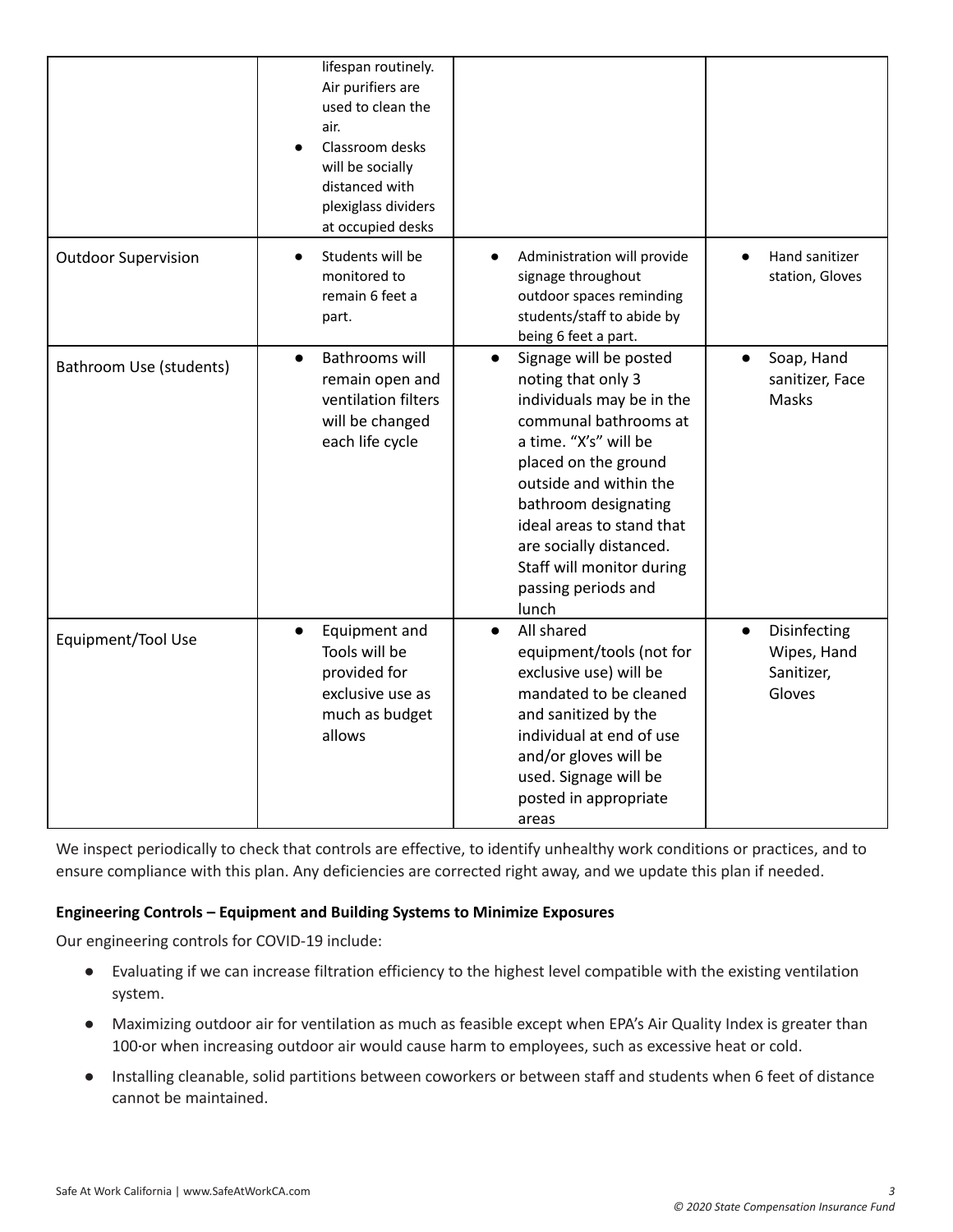|  | lifespan routinely. Air purifiers are used to clean the air.<br>● Classroom desks will be socially distanced with plexiglass dividers at occupied desks |  |  |
| --- | --- | --- | --- |
| Outdoor Supervision | ● Students will be monitored to remain 6 feet a part. | ● Administration will provide signage throughout outdoor spaces reminding students/staff to abide by being 6 feet a part. | ● Hand sanitizer station, Gloves |
| Bathroom Use (students) | ● Bathrooms will remain open and ventilation filters will be changed each life cycle | ● Signage will be posted noting that only 3 individuals may be in the communal bathrooms at a time. "X's" will be placed on the ground outside and within the bathroom designating ideal areas to stand that are socially distanced. Staff will monitor during passing periods and lunch | ● Soap, Hand sanitizer, Face Masks |
| Equipment/Tool Use | ● Equipment and Tools will be provided for exclusive use as much as budget allows | ● All shared equipment/tools (not for exclusive use) will be mandated to be cleaned and sanitized by the individual at end of use and/or gloves will be used. Signage will be posted in appropriate areas | ● Disinfecting Wipes, Hand Sanitizer, Gloves |

We inspect periodically to check that controls are effective, to identify unhealthy work conditions or practices, and to ensure compliance with this plan. Any deficiencies are corrected right away, and we update this plan if needed.

**Engineering Controls – Equipment and Building Systems to Minimize Exposures**

Our engineering controls for COVID-19 include:

- Evaluating if we can increase filtration efficiency to the highest level compatible with the existing ventilation system.
- Maximizing outdoor air for ventilation as much as feasible except when EPA's Air Quality Index is greater than 100·or when increasing outdoor air would cause harm to employees, such as excessive heat or cold.
- Installing cleanable, solid partitions between coworkers or between staff and students when 6 feet of distance cannot be maintained.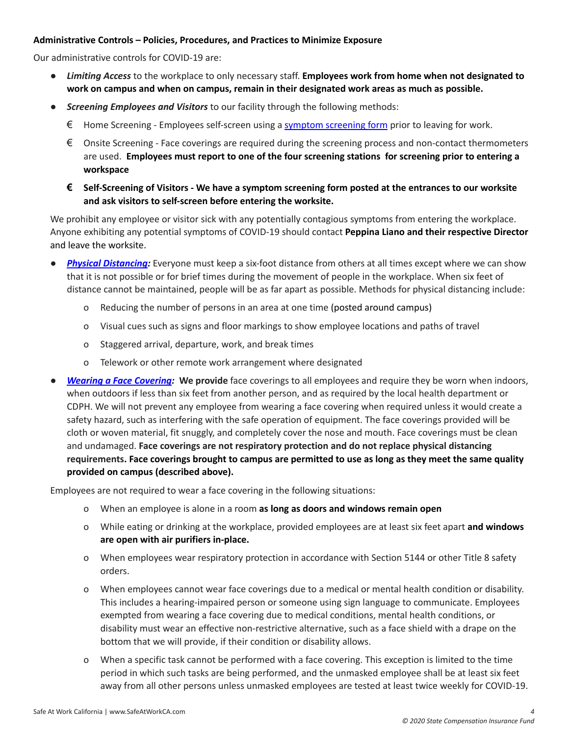**Administrative Controls – Policies, Procedures, and Practices to Minimize Exposure**

Our administrative controls for COVID-19 are:

- ***Limiting Access*** to the workplace to only necessary staff. **Employees work from home when not designated to work on campus and when on campus, remain in their designated work areas as much as possible.**
- ***Screening Employees and Visitors*** to our facility through the following methods:
  - € Home Screening - Employees self-screen using a [symptom screening form]() prior to leaving for work.
  - € Onsite Screening - Face coverings are required during the screening process and non-contact thermometers are used. **Employees must report to one of the four screening stations for screening prior to entering a workspace**
  - **€ Self-Screening of Visitors - We have a symptom screening form posted at the entrances to our worksite and ask visitors to self-screen before entering the worksite.**

We prohibit any employee or visitor sick with any potentially contagious symptoms from entering the workplace. Anyone exhibiting any potential symptoms of COVID-19 should contact **Peppina Liano and their respective Director** and leave the worksite.

- ***[Physical Distancing]():*** Everyone must keep a six-foot distance from others at all times except where we can show that it is not possible or for brief times during the movement of people in the workplace. When six feet of distance cannot be maintained, people will be as far apart as possible. Methods for physical distancing include:
  - o Reducing the number of persons in an area at one time (posted around campus)
  - o Visual cues such as signs and floor markings to show employee locations and paths of travel
  - o Staggered arrival, departure, work, and break times
  - o Telework or other remote work arrangement where designated
- ***[Wearing a Face Covering]():*** **We provide** face coverings to all employees and require they be worn when indoors, when outdoors if less than six feet from another person, and as required by the local health department or CDPH. We will not prevent any employee from wearing a face covering when required unless it would create a safety hazard, such as interfering with the safe operation of equipment. The face coverings provided will be cloth or woven material, fit snuggly, and completely cover the nose and mouth. Face coverings must be clean and undamaged. **Face coverings are not respiratory protection and do not replace physical distancing requirements. Face coverings brought to campus are permitted to use as long as they meet the same quality provided on campus (described above).**

Employees are not required to wear a face covering in the following situations:

- o When an employee is alone in a room **as long as doors and windows remain open**
- o While eating or drinking at the workplace, provided employees are at least six feet apart **and windows are open with air purifiers in-place.**
- o When employees wear respiratory protection in accordance with Section 5144 or other Title 8 safety orders.
- o When employees cannot wear face coverings due to a medical or mental health condition or disability. This includes a hearing-impaired person or someone using sign language to communicate. Employees exempted from wearing a face covering due to medical conditions, mental health conditions, or disability must wear an effective non-restrictive alternative, such as a face shield with a drape on the bottom that we will provide, if their condition or disability allows.
- o When a specific task cannot be performed with a face covering. This exception is limited to the time period in which such tasks are being performed, and the unmasked employee shall be at least six feet away from all other persons unless unmasked employees are tested at least twice weekly for COVID-19.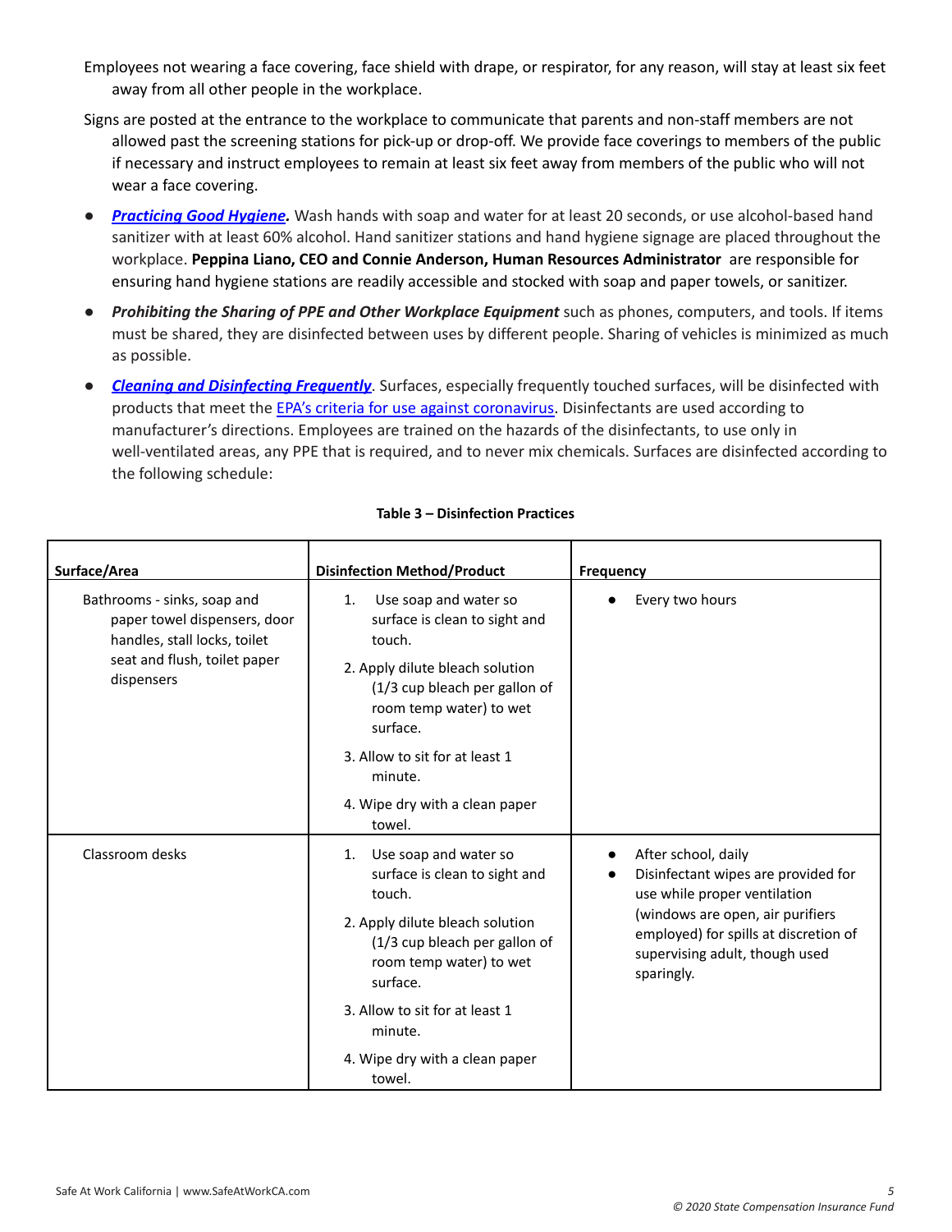Employees not wearing a face covering, face shield with drape, or respirator, for any reason, will stay at least six feet away from all other people in the workplace.

Signs are posted at the entrance to the workplace to communicate that parents and non-staff members are not allowed past the screening stations for pick-up or drop-off. We provide face coverings to members of the public if necessary and instruct employees to remain at least six feet away from members of the public who will not wear a face covering.

- ***Practicing Good Hygiene.*** Wash hands with soap and water for at least 20 seconds, or use alcohol-based hand sanitizer with at least 60% alcohol. Hand sanitizer stations and hand hygiene signage are placed throughout the workplace. **Peppina Liano, CEO and Connie Anderson, Human Resources Administrator** are responsible for ensuring hand hygiene stations are readily accessible and stocked with soap and paper towels, or sanitizer.
- ***Prohibiting the Sharing of PPE and Other Workplace Equipment*** such as phones, computers, and tools. If items must be shared, they are disinfected between uses by different people. Sharing of vehicles is minimized as much as possible.
- ***Cleaning and Disinfecting Frequently***. Surfaces, especially frequently touched surfaces, will be disinfected with products that meet the EPA's criteria for use against coronavirus. Disinfectants are used according to manufacturer's directions. Employees are trained on the hazards of the disinfectants, to use only in well-ventilated areas, any PPE that is required, and to never mix chemicals. Surfaces are disinfected according to the following schedule:

**Table 3 – Disinfection Practices**

| Surface/Area | Disinfection Method/Product | Frequency |
|---|---|---|
| Bathrooms - sinks, soap and paper towel dispensers, door handles, stall locks, toilet seat and flush, toilet paper dispensers | 1. Use soap and water so surface is clean to sight and touch.<br>2. Apply dilute bleach solution (1/3 cup bleach per gallon of room temp water) to wet surface.<br>3. Allow to sit for at least 1 minute.<br>4. Wipe dry with a clean paper towel. | • Every two hours |
| Classroom desks | 1. Use soap and water so surface is clean to sight and touch.<br>2. Apply dilute bleach solution (1/3 cup bleach per gallon of room temp water) to wet surface.<br>3. Allow to sit for at least 1 minute.<br>4. Wipe dry with a clean paper towel. | • After school, daily<br>• Disinfectant wipes are provided for use while proper ventilation (windows are open, air purifiers employed) for spills at discretion of supervising adult, though used sparingly. |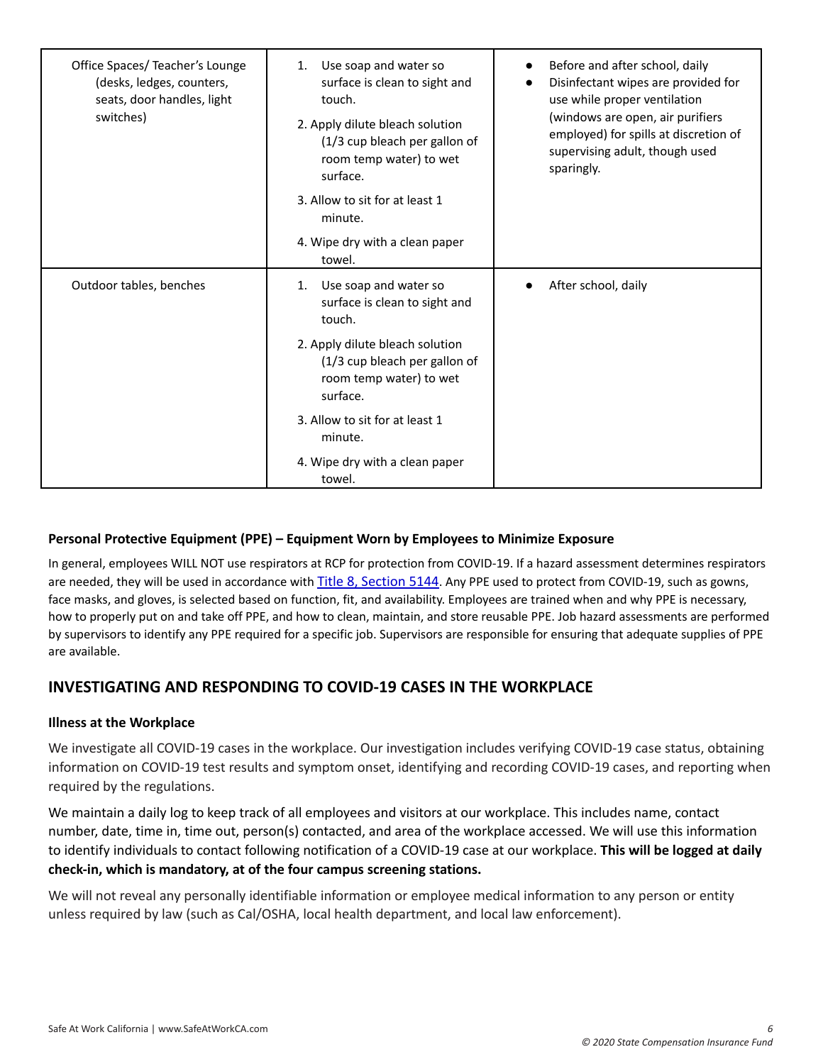| | | |
|---|---|---|
| Office Spaces/ Teacher's Lounge (desks, ledges, counters, seats, door handles, light switches) | 1. Use soap and water so surface is clean to sight and touch.<br>2. Apply dilute bleach solution (1/3 cup bleach per gallon of room temp water) to wet surface.<br>3. Allow to sit for at least 1 minute.<br>4. Wipe dry with a clean paper towel. | • Before and after school, daily<br>• Disinfectant wipes are provided for use while proper ventilation (windows are open, air purifiers employed) for spills at discretion of supervising adult, though used sparingly. |
| Outdoor tables, benches | 1. Use soap and water so surface is clean to sight and touch.<br>2. Apply dilute bleach solution (1/3 cup bleach per gallon of room temp water) to wet surface.<br>3. Allow to sit for at least 1 minute.<br>4. Wipe dry with a clean paper towel. | • After school, daily |

**Personal Protective Equipment (PPE) – Equipment Worn by Employees to Minimize Exposure**

In general, employees WILL NOT use respirators at RCP for protection from COVID-19. If a hazard assessment determines respirators are needed, they will be used in accordance with Title 8, Section 5144. Any PPE used to protect from COVID-19, such as gowns, face masks, and gloves, is selected based on function, fit, and availability. Employees are trained when and why PPE is necessary, how to properly put on and take off PPE, and how to clean, maintain, and store reusable PPE. Job hazard assessments are performed by supervisors to identify any PPE required for a specific job. Supervisors are responsible for ensuring that adequate supplies of PPE are available.

## INVESTIGATING AND RESPONDING TO COVID-19 CASES IN THE WORKPLACE

**Illness at the Workplace**

We investigate all COVID-19 cases in the workplace. Our investigation includes verifying COVID-19 case status, obtaining information on COVID-19 test results and symptom onset, identifying and recording COVID-19 cases, and reporting when required by the regulations.

We maintain a daily log to keep track of all employees and visitors at our workplace. This includes name, contact number, date, time in, time out, person(s) contacted, and area of the workplace accessed. We will use this information to identify individuals to contact following notification of a COVID-19 case at our workplace. **This will be logged at daily check-in, which is mandatory, at of the four campus screening stations.**

We will not reveal any personally identifiable information or employee medical information to any person or entity unless required by law (such as Cal/OSHA, local health department, and local law enforcement).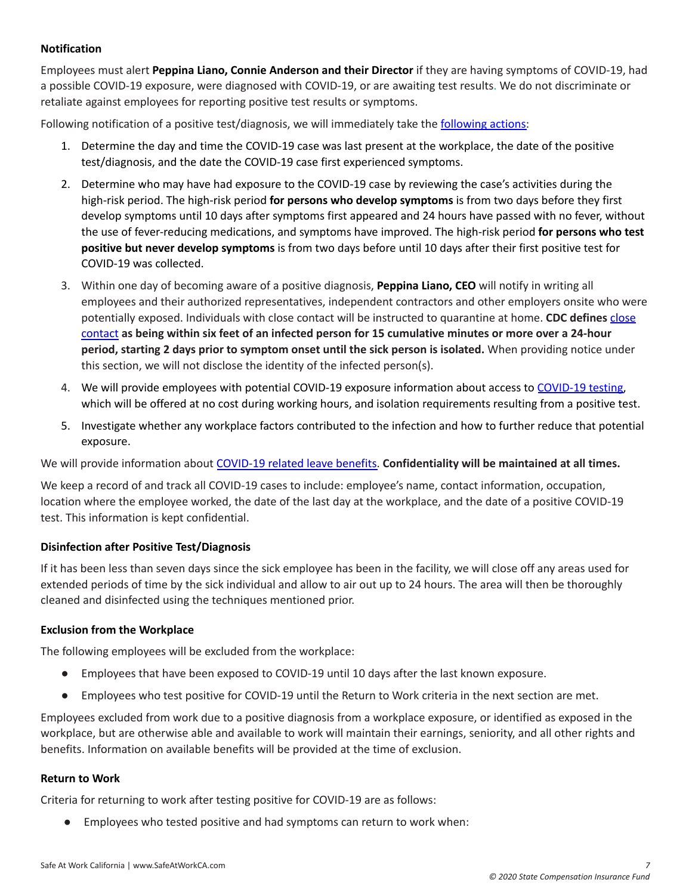### Notification

Employees must alert **Peppina Liano, Connie Anderson and their Director** if they are having symptoms of COVID-19, had a possible COVID-19 exposure, were diagnosed with COVID-19, or are awaiting test results. We do not discriminate or retaliate against employees for reporting positive test results or symptoms.

Following notification of a positive test/diagnosis, we will immediately take the following actions:

1. Determine the day and time the COVID-19 case was last present at the workplace, the date of the positive test/diagnosis, and the date the COVID-19 case first experienced symptoms.
2. Determine who may have had exposure to the COVID-19 case by reviewing the case's activities during the high-risk period. The high-risk period **for persons who develop symptoms** is from two days before they first develop symptoms until 10 days after symptoms first appeared and 24 hours have passed with no fever, without the use of fever-reducing medications, and symptoms have improved. The high-risk period **for persons who test positive but never develop symptoms** is from two days before until 10 days after their first positive test for COVID-19 was collected.
3. Within one day of becoming aware of a positive diagnosis, **Peppina Liano, CEO** will notify in writing all employees and their authorized representatives, independent contractors and other employers onsite who were potentially exposed. Individuals with close contact will be instructed to quarantine at home. **CDC defines** close contact **as being within six feet of an infected person for 15 cumulative minutes or more over a 24-hour period, starting 2 days prior to symptom onset until the sick person is isolated.** When providing notice under this section, we will not disclose the identity of the infected person(s).
4. We will provide employees with potential COVID-19 exposure information about access to COVID-19 testing, which will be offered at no cost during working hours, and isolation requirements resulting from a positive test.
5. Investigate whether any workplace factors contributed to the infection and how to further reduce that potential exposure.

We will provide information about COVID-19 related leave benefits. **Confidentiality will be maintained at all times.**

We keep a record of and track all COVID-19 cases to include: employee's name, contact information, occupation, location where the employee worked, the date of the last day at the workplace, and the date of a positive COVID-19 test. This information is kept confidential.

### Disinfection after Positive Test/Diagnosis

If it has been less than seven days since the sick employee has been in the facility, we will close off any areas used for extended periods of time by the sick individual and allow to air out up to 24 hours. The area will then be thoroughly cleaned and disinfected using the techniques mentioned prior.

### Exclusion from the Workplace

The following employees will be excluded from the workplace:

- Employees that have been exposed to COVID-19 until 10 days after the last known exposure.
- Employees who test positive for COVID-19 until the Return to Work criteria in the next section are met.

Employees excluded from work due to a positive diagnosis from a workplace exposure, or identified as exposed in the workplace, but are otherwise able and available to work will maintain their earnings, seniority, and all other rights and benefits. Information on available benefits will be provided at the time of exclusion.

### Return to Work

Criteria for returning to work after testing positive for COVID-19 are as follows:

- Employees who tested positive and had symptoms can return to work when: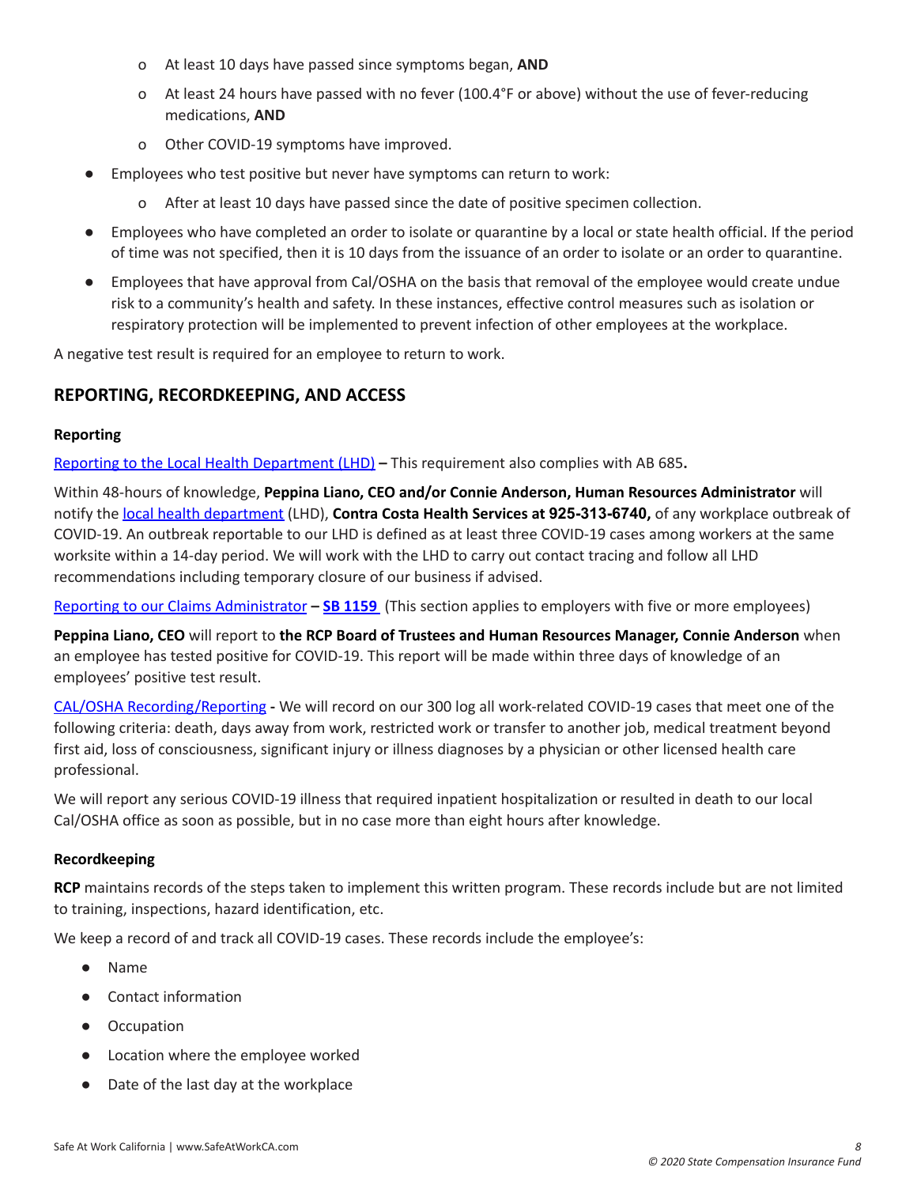- At least 10 days have passed since symptoms began, **AND**
  - At least 24 hours have passed with no fever (100.4°F or above) without the use of fever-reducing medications, **AND**
  - Other COVID-19 symptoms have improved.
- Employees who test positive but never have symptoms can return to work:
  - After at least 10 days have passed since the date of positive specimen collection.
- Employees who have completed an order to isolate or quarantine by a local or state health official. If the period of time was not specified, then it is 10 days from the issuance of an order to isolate or an order to quarantine.
- Employees that have approval from Cal/OSHA on the basis that removal of the employee would create undue risk to a community's health and safety. In these instances, effective control measures such as isolation or respiratory protection will be implemented to prevent infection of other employees at the workplace.

A negative test result is required for an employee to return to work.

## REPORTING, RECORDKEEPING, AND ACCESS

### Reporting

Reporting to the Local Health Department (LHD) **–** This requirement also complies with AB 685**.**

Within 48-hours of knowledge, **Peppina Liano, CEO and/or Connie Anderson, Human Resources Administrator** will notify the local health department (LHD), **Contra Costa Health Services at 925-313-6740,** of any workplace outbreak of COVID-19. An outbreak reportable to our LHD is defined as at least three COVID-19 cases among workers at the same worksite within a 14-day period. We will work with the LHD to carry out contact tracing and follow all LHD recommendations including temporary closure of our business if advised.

Reporting to our Claims Administrator **– SB 1159** (This section applies to employers with five or more employees)

**Peppina Liano, CEO** will report to **the RCP Board of Trustees and Human Resources Manager, Connie Anderson** when an employee has tested positive for COVID-19. This report will be made within three days of knowledge of an employees' positive test result.

CAL/OSHA Recording/Reporting **-** We will record on our 300 log all work-related COVID-19 cases that meet one of the following criteria: death, days away from work, restricted work or transfer to another job, medical treatment beyond first aid, loss of consciousness, significant injury or illness diagnoses by a physician or other licensed health care professional.

We will report any serious COVID-19 illness that required inpatient hospitalization or resulted in death to our local Cal/OSHA office as soon as possible, but in no case more than eight hours after knowledge.

### Recordkeeping

**RCP** maintains records of the steps taken to implement this written program. These records include but are not limited to training, inspections, hazard identification, etc.

We keep a record of and track all COVID-19 cases. These records include the employee's:

- Name
- Contact information
- Occupation
- Location where the employee worked
- Date of the last day at the workplace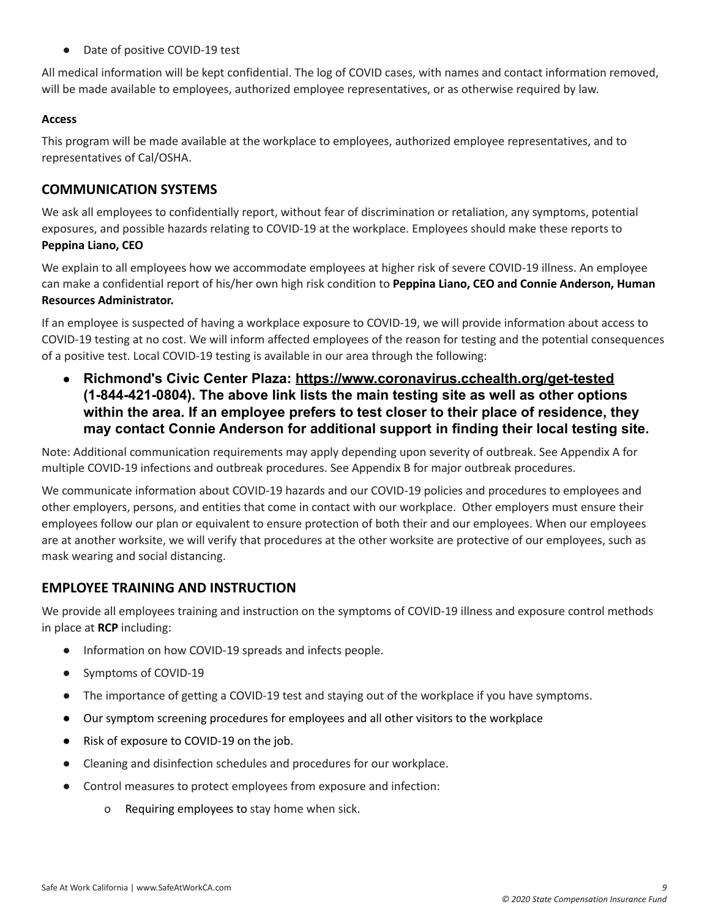- Date of positive COVID-19 test

All medical information will be kept confidential. The log of COVID cases, with names and contact information removed, will be made available to employees, authorized employee representatives, or as otherwise required by law.

**Access**

This program will be made available at the workplace to employees, authorized employee representatives, and to representatives of Cal/OSHA.

## COMMUNICATION SYSTEMS

We ask all employees to confidentially report, without fear of discrimination or retaliation, any symptoms, potential exposures, and possible hazards relating to COVID-19 at the workplace. Employees should make these reports to **Peppina Liano, CEO**

We explain to all employees how we accommodate employees at higher risk of severe COVID-19 illness. An employee can make a confidential report of his/her own high risk condition to **Peppina Liano, CEO and Connie Anderson, Human Resources Administrator.**

If an employee is suspected of having a workplace exposure to COVID-19, we will provide information about access to COVID-19 testing at no cost. We will inform affected employees of the reason for testing and the potential consequences of a positive test. Local COVID-19 testing is available in our area through the following:

- **Richmond's Civic Center Plaza: https://www.coronavirus.cchealth.org/get-tested (1-844-421-0804). The above link lists the main testing site as well as other options within the area. If an employee prefers to test closer to their place of residence, they may contact Connie Anderson for additional support in finding their local testing site.**

Note: Additional communication requirements may apply depending upon severity of outbreak. See Appendix A for multiple COVID-19 infections and outbreak procedures. See Appendix B for major outbreak procedures.

We communicate information about COVID-19 hazards and our COVID-19 policies and procedures to employees and other employers, persons, and entities that come in contact with our workplace. Other employers must ensure their employees follow our plan or equivalent to ensure protection of both their and our employees. When our employees are at another worksite, we will verify that procedures at the other worksite are protective of our employees, such as mask wearing and social distancing.

## EMPLOYEE TRAINING AND INSTRUCTION

We provide all employees training and instruction on the symptoms of COVID-19 illness and exposure control methods in place at **RCP** including:

- Information on how COVID-19 spreads and infects people.
- Symptoms of COVID-19
- The importance of getting a COVID-19 test and staying out of the workplace if you have symptoms.
- Our symptom screening procedures for employees and all other visitors to the workplace
- Risk of exposure to COVID-19 on the job.
- Cleaning and disinfection schedules and procedures for our workplace.
- Control measures to protect employees from exposure and infection:
  - Requiring employees to stay home when sick.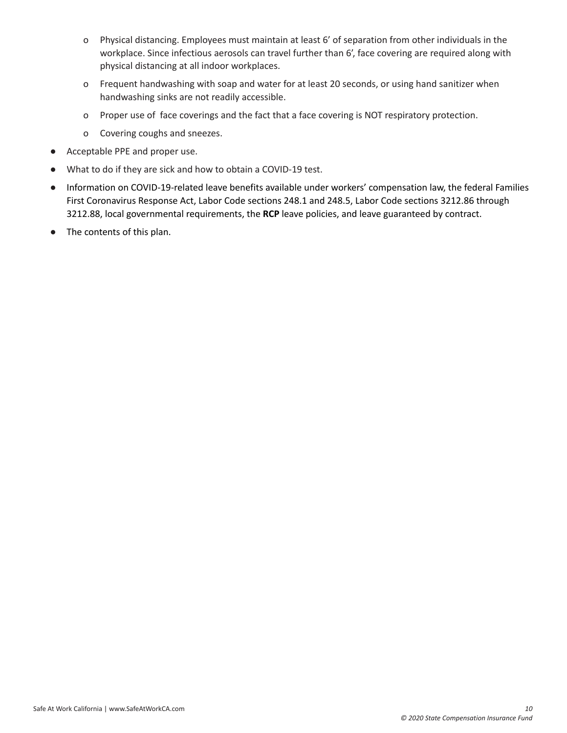- Physical distancing. Employees must maintain at least 6’ of separation from other individuals in the workplace. Since infectious aerosols can travel further than 6’, face covering are required along with physical distancing at all indoor workplaces.
  - Frequent handwashing with soap and water for at least 20 seconds, or using hand sanitizer when handwashing sinks are not readily accessible.
  - Proper use of face coverings and the fact that a face covering is NOT respiratory protection.
  - Covering coughs and sneezes.
- Acceptable PPE and proper use.
- What to do if they are sick and how to obtain a COVID-19 test.
- Information on COVID-19-related leave benefits available under workers’ compensation law, the federal Families First Coronavirus Response Act, Labor Code sections 248.1 and 248.5, Labor Code sections 3212.86 through 3212.88, local governmental requirements, the **RCP** leave policies, and leave guaranteed by contract.
- The contents of this plan.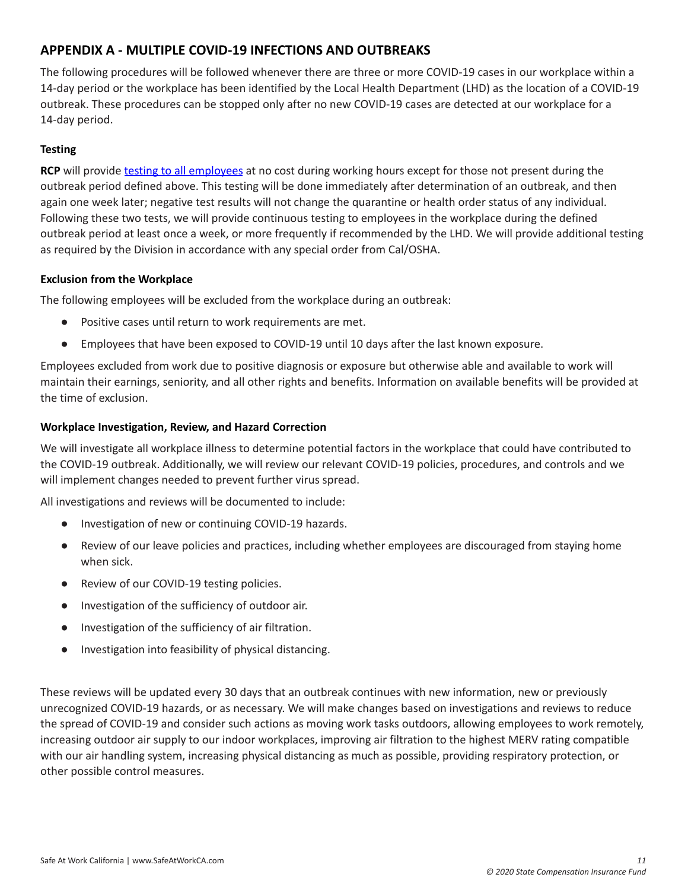## APPENDIX A - MULTIPLE COVID-19 INFECTIONS AND OUTBREAKS

The following procedures will be followed whenever there are three or more COVID-19 cases in our workplace within a 14-day period or the workplace has been identified by the Local Health Department (LHD) as the location of a COVID-19 outbreak. These procedures can be stopped only after no new COVID-19 cases are detected at our workplace for a 14-day period.

### Testing

**RCP** will provide testing to all employees at no cost during working hours except for those not present during the outbreak period defined above. This testing will be done immediately after determination of an outbreak, and then again one week later; negative test results will not change the quarantine or health order status of any individual. Following these two tests, we will provide continuous testing to employees in the workplace during the defined outbreak period at least once a week, or more frequently if recommended by the LHD. We will provide additional testing as required by the Division in accordance with any special order from Cal/OSHA.

### Exclusion from the Workplace

The following employees will be excluded from the workplace during an outbreak:

- Positive cases until return to work requirements are met.
- Employees that have been exposed to COVID-19 until 10 days after the last known exposure.

Employees excluded from work due to positive diagnosis or exposure but otherwise able and available to work will maintain their earnings, seniority, and all other rights and benefits. Information on available benefits will be provided at the time of exclusion.

### Workplace Investigation, Review, and Hazard Correction

We will investigate all workplace illness to determine potential factors in the workplace that could have contributed to the COVID-19 outbreak. Additionally, we will review our relevant COVID-19 policies, procedures, and controls and we will implement changes needed to prevent further virus spread.

All investigations and reviews will be documented to include:

- Investigation of new or continuing COVID-19 hazards.
- Review of our leave policies and practices, including whether employees are discouraged from staying home when sick.
- Review of our COVID-19 testing policies.
- Investigation of the sufficiency of outdoor air.
- Investigation of the sufficiency of air filtration.
- Investigation into feasibility of physical distancing.

These reviews will be updated every 30 days that an outbreak continues with new information, new or previously unrecognized COVID-19 hazards, or as necessary. We will make changes based on investigations and reviews to reduce the spread of COVID-19 and consider such actions as moving work tasks outdoors, allowing employees to work remotely, increasing outdoor air supply to our indoor workplaces, improving air filtration to the highest MERV rating compatible with our air handling system, increasing physical distancing as much as possible, providing respiratory protection, or other possible control measures.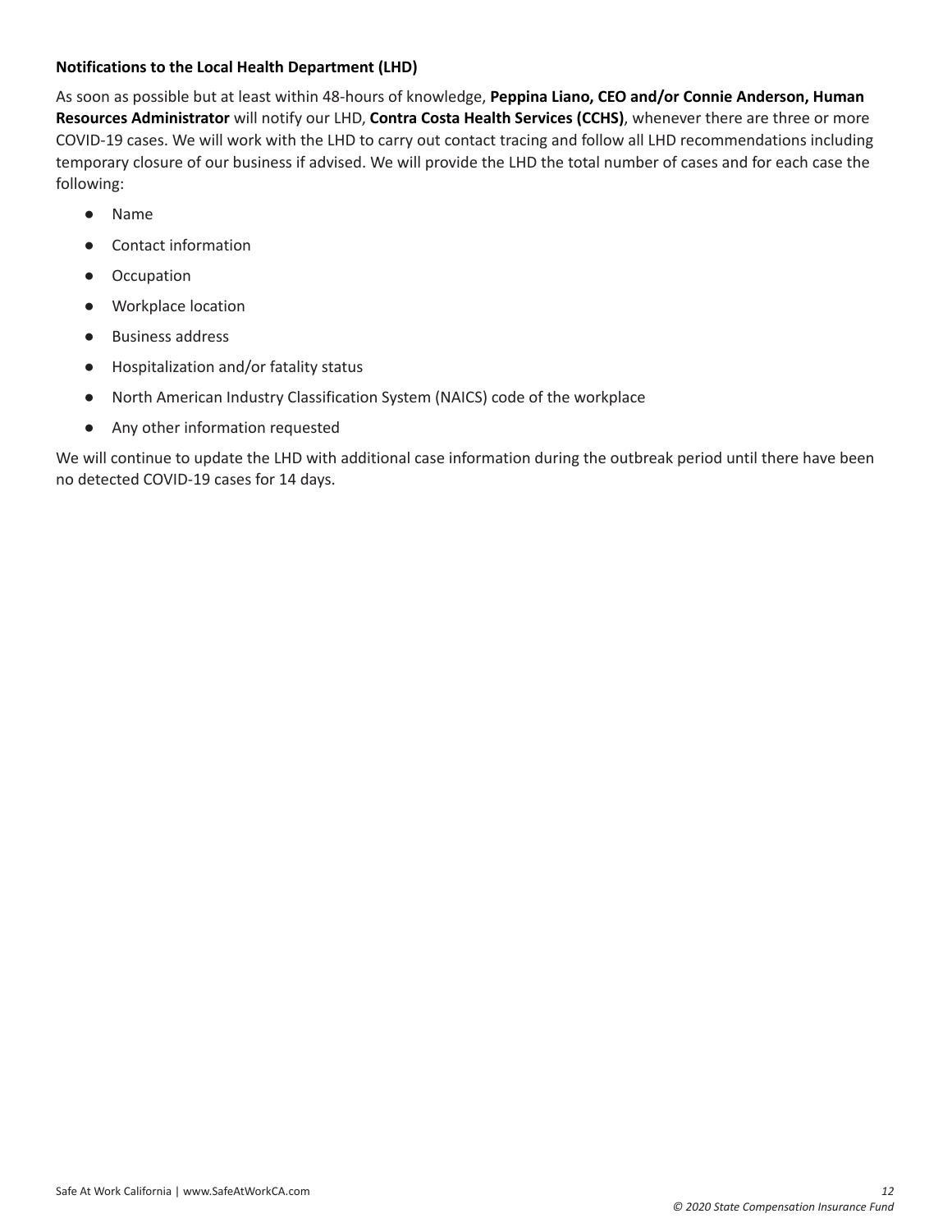**Notifications to the Local Health Department (LHD)**

As soon as possible but at least within 48-hours of knowledge, **Peppina Liano, CEO and/or Connie Anderson, Human Resources Administrator** will notify our LHD, **Contra Costa Health Services (CCHS)**, whenever there are three or more COVID-19 cases. We will work with the LHD to carry out contact tracing and follow all LHD recommendations including temporary closure of our business if advised. We will provide the LHD the total number of cases and for each case the following:

- Name
- Contact information
- Occupation
- Workplace location
- Business address
- Hospitalization and/or fatality status
- North American Industry Classification System (NAICS) code of the workplace
- Any other information requested

We will continue to update the LHD with additional case information during the outbreak period until there have been no detected COVID-19 cases for 14 days.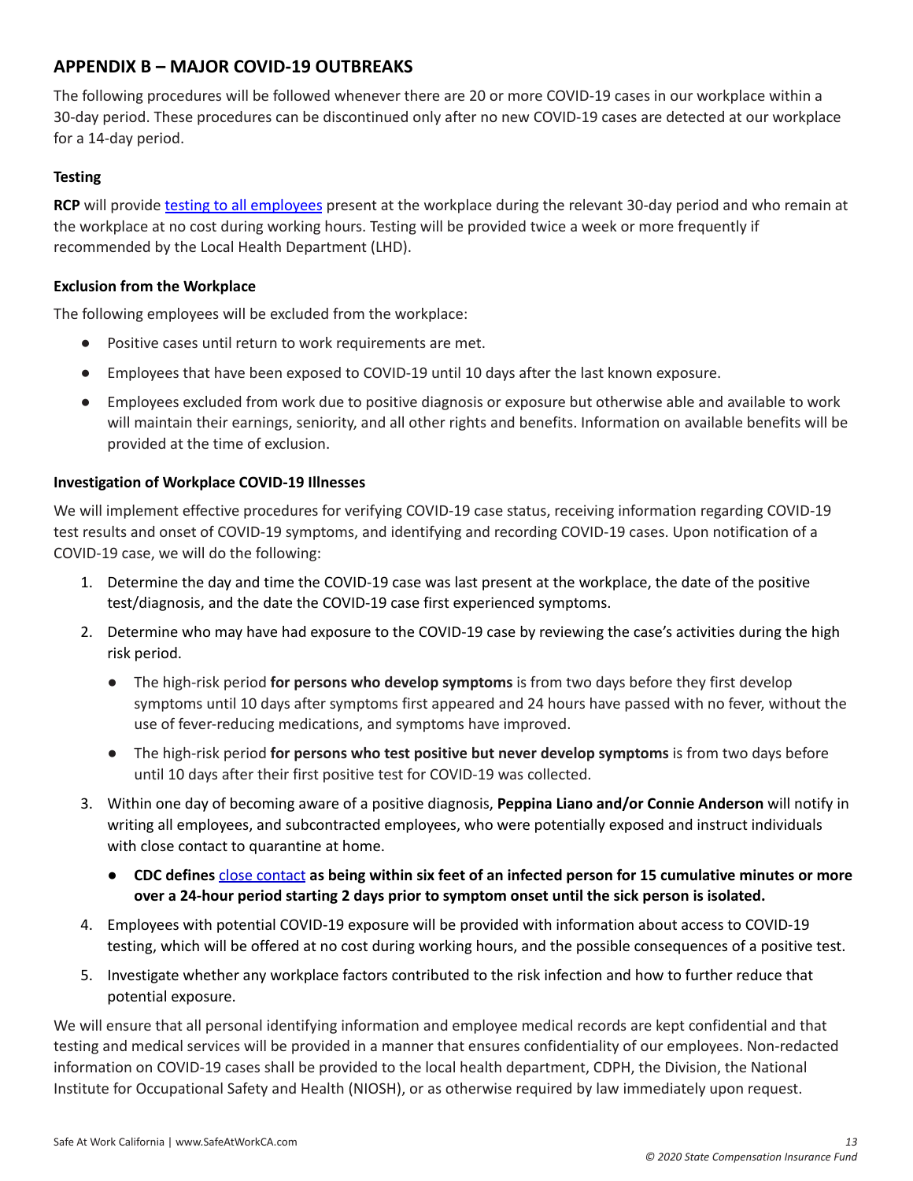## APPENDIX B – MAJOR COVID-19 OUTBREAKS

The following procedures will be followed whenever there are 20 or more COVID-19 cases in our workplace within a 30-day period. These procedures can be discontinued only after no new COVID-19 cases are detected at our workplace for a 14-day period.

### Testing

**RCP** will provide testing to all employees present at the workplace during the relevant 30-day period and who remain at the workplace at no cost during working hours. Testing will be provided twice a week or more frequently if recommended by the Local Health Department (LHD).

### Exclusion from the Workplace

The following employees will be excluded from the workplace:

- Positive cases until return to work requirements are met.
- Employees that have been exposed to COVID-19 until 10 days after the last known exposure.
- Employees excluded from work due to positive diagnosis or exposure but otherwise able and available to work will maintain their earnings, seniority, and all other rights and benefits. Information on available benefits will be provided at the time of exclusion.

### Investigation of Workplace COVID-19 Illnesses

We will implement effective procedures for verifying COVID-19 case status, receiving information regarding COVID-19 test results and onset of COVID-19 symptoms, and identifying and recording COVID-19 cases. Upon notification of a COVID-19 case, we will do the following:

1. Determine the day and time the COVID-19 case was last present at the workplace, the date of the positive test/diagnosis, and the date the COVID-19 case first experienced symptoms.
2. Determine who may have had exposure to the COVID-19 case by reviewing the case's activities during the high risk period.
   - The high-risk period **for persons who develop symptoms** is from two days before they first develop symptoms until 10 days after symptoms first appeared and 24 hours have passed with no fever, without the use of fever-reducing medications, and symptoms have improved.
   - The high-risk period **for persons who test positive but never develop symptoms** is from two days before until 10 days after their first positive test for COVID-19 was collected.
3. Within one day of becoming aware of a positive diagnosis, **Peppina Liano and/or Connie Anderson** will notify in writing all employees, and subcontracted employees, who were potentially exposed and instruct individuals with close contact to quarantine at home.
   - **CDC defines close contact as being within six feet of an infected person for 15 cumulative minutes or more over a 24-hour period starting 2 days prior to symptom onset until the sick person is isolated.**
4. Employees with potential COVID-19 exposure will be provided with information about access to COVID-19 testing, which will be offered at no cost during working hours, and the possible consequences of a positive test.
5. Investigate whether any workplace factors contributed to the risk infection and how to further reduce that potential exposure.

We will ensure that all personal identifying information and employee medical records are kept confidential and that testing and medical services will be provided in a manner that ensures confidentiality of our employees. Non-redacted information on COVID-19 cases shall be provided to the local health department, CDPH, the Division, the National Institute for Occupational Safety and Health (NIOSH), or as otherwise required by law immediately upon request.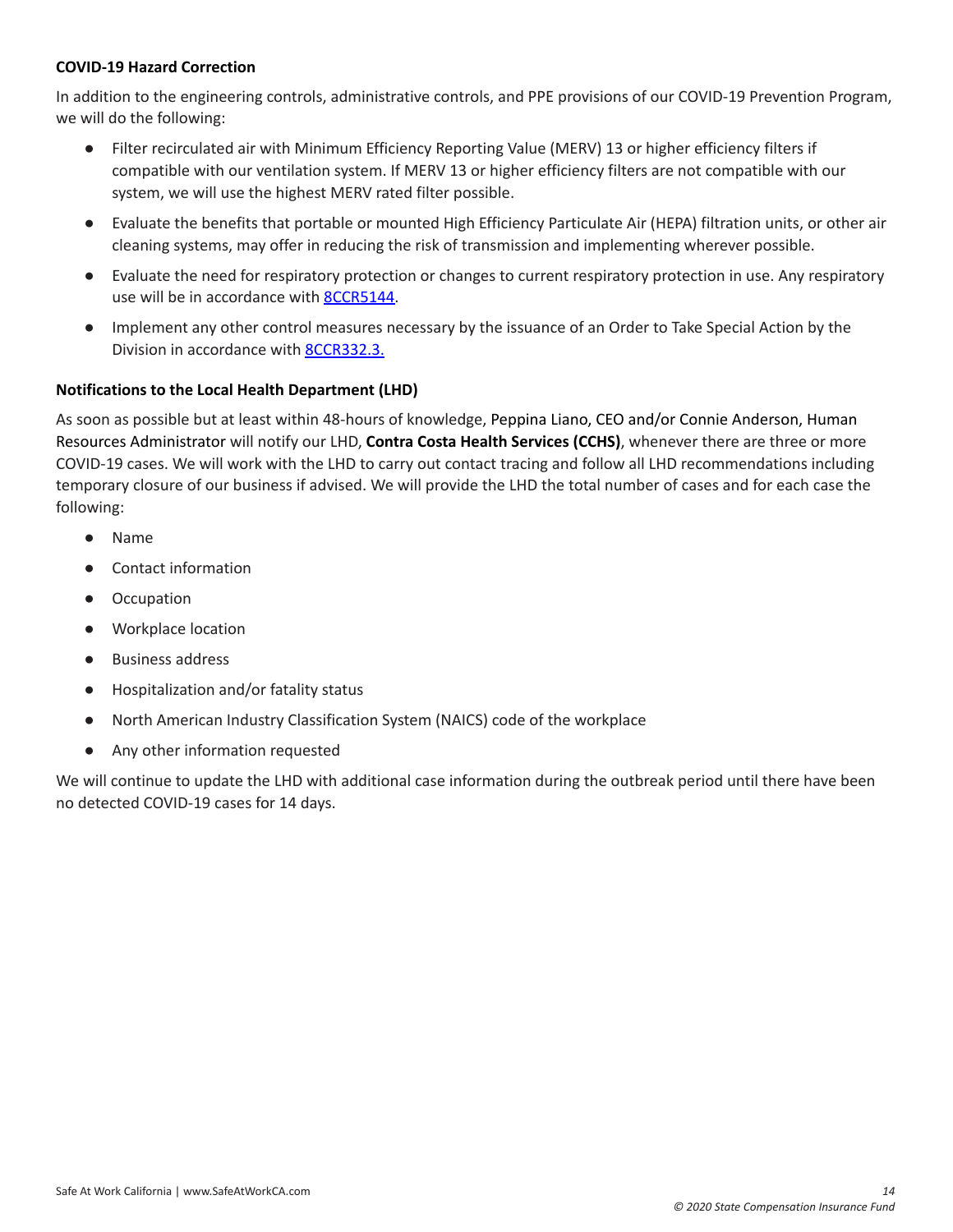**COVID-19 Hazard Correction**

In addition to the engineering controls, administrative controls, and PPE provisions of our COVID-19 Prevention Program, we will do the following:

- Filter recirculated air with Minimum Efficiency Reporting Value (MERV) 13 or higher efficiency filters if compatible with our ventilation system. If MERV 13 or higher efficiency filters are not compatible with our system, we will use the highest MERV rated filter possible.
- Evaluate the benefits that portable or mounted High Efficiency Particulate Air (HEPA) filtration units, or other air cleaning systems, may offer in reducing the risk of transmission and implementing wherever possible.
- Evaluate the need for respiratory protection or changes to current respiratory protection in use. Any respiratory use will be in accordance with 8CCR5144.
- Implement any other control measures necessary by the issuance of an Order to Take Special Action by the Division in accordance with 8CCR332.3.

**Notifications to the Local Health Department (LHD)**

As soon as possible but at least within 48-hours of knowledge, Peppina Liano, CEO and/or Connie Anderson, Human Resources Administrator will notify our LHD, **Contra Costa Health Services (CCHS)**, whenever there are three or more COVID-19 cases. We will work with the LHD to carry out contact tracing and follow all LHD recommendations including temporary closure of our business if advised. We will provide the LHD the total number of cases and for each case the following:

- Name
- Contact information
- Occupation
- Workplace location
- Business address
- Hospitalization and/or fatality status
- North American Industry Classification System (NAICS) code of the workplace
- Any other information requested

We will continue to update the LHD with additional case information during the outbreak period until there have been no detected COVID-19 cases for 14 days.